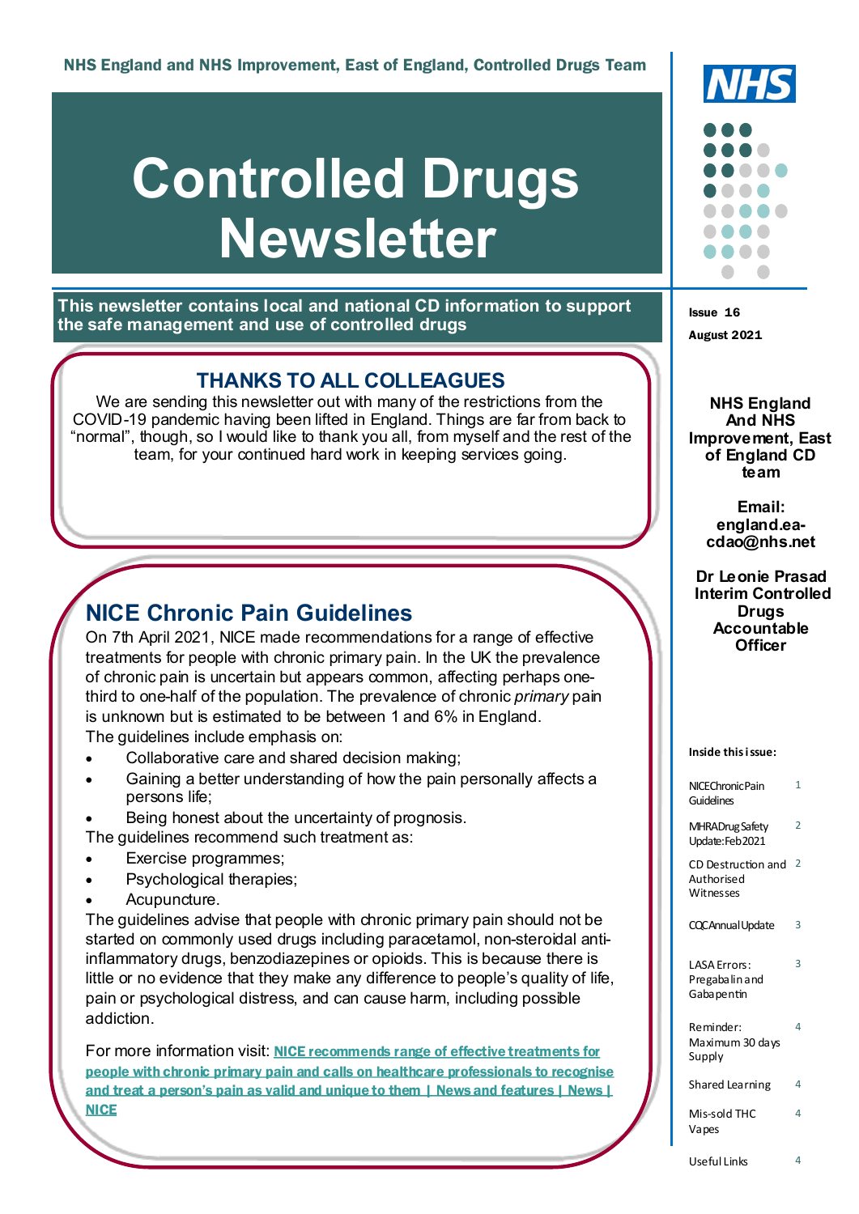NHS England and NHS Improvement, East of England, Controlled Drugs Team

# Controlled Drugs Newsletter

**This newsletter contains local and national CD information to support the safe management and use of controlled drugs**

**Issue 16**

**August 2021**

**NHS England And NHS Improvement, East of England CD team**

**Email: england.ea-cdao@nhs.net**

**Dr Leonie Prasad Interim Controlled Drugs Accountable Officer**

## THANKS TO ALL COLLEAGUES

We are sending this newsletter out with many of the restrictions from the COVID-19 pandemic having been lifted in England. Things are far from back to "normal", though, so I would like to thank you all, from myself and the rest of the team, for your continued hard work in keeping services going.

## NICE Chronic Pain Guidelines

On 7th April 2021, NICE made recommendations for a range of effective treatments for people with chronic primary pain. In the UK the prevalence of chronic pain is uncertain but appears common, affecting perhaps one-third to one-half of the population. The prevalence of chronic *primary* pain is unknown but is estimated to be between 1 and 6% in England.

The guidelines include emphasis on:

- Collaborative care and shared decision making;
- Gaining a better understanding of how the pain personally affects a persons life;
- Being honest about the uncertainty of prognosis.

The guidelines recommend such treatment as:

- Exercise programmes;
- Psychological therapies;
- Acupuncture.

The guidelines advise that people with chronic primary pain should not be started on commonly used drugs including paracetamol, non-steroidal anti-inflammatory drugs, benzodiazepines or opioids. This is because there is little or no evidence that they make any difference to people's quality of life, pain or psychological distress, and can cause harm, including possible addiction.

For more information visit: **NICE recommends range of effective treatments for people with chronic primary pain and calls on healthcare professionals to recognise and treat a person's pain as valid and unique to them | News and features | News | NICE**

**Inside this issue:**

| | |
|---|---|
| NICE Chronic Pain Guidelines | 1 |
| MHRA Drug Safety Update: Feb 2021 | 2 |
| CD Destruction and Authorised Witnesses | 2 |
| CQC Annual Update | 3 |
| LASA Errors: Pregabalin and Gabapentin | 3 |
| Reminder: Maximum 30 days Supply | 4 |
| Shared Learning | 4 |
| Mis-sold THC Vapes | 4 |
| Useful Links | 4 |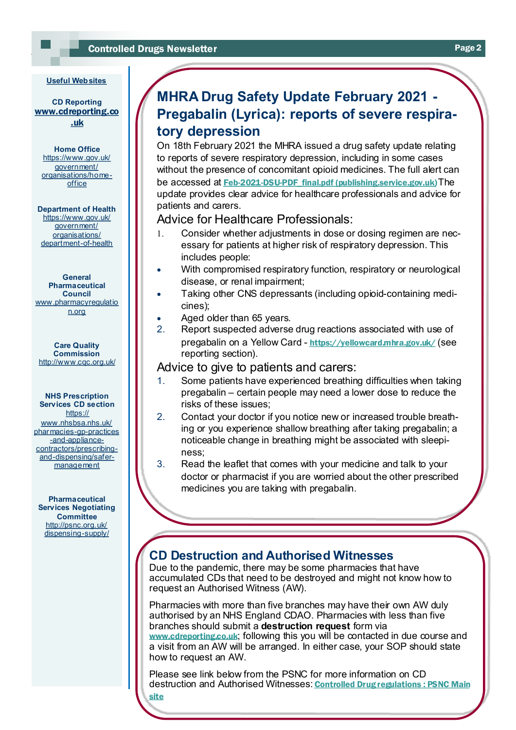**Useful Websites**

**CD Reporting**
**www.cdreporting.co.uk**

**Home Office**
https://www.gov.uk/government/organisations/home-office

**Department of Health**
https://www.gov.uk/government/organisations/department-of-health

**General Pharmaceutical Council**
www.pharmacyregulation.org

**Care Quality Commission**
http://www.cqc.org.uk/

**NHS Prescription Services CD section**
https://www.nhsbsa.nhs.uk/pharmacies-gp-practices-and-appliance-contractors/prescribing-and-dispensing/safer-management

**Pharmaceutical Services Negotiating Committee**
http://psnc.org.uk/dispensing-supply/

# MHRA Drug Safety Update February 2021 - Pregabalin (Lyrica): reports of severe respiratory depression

On 18th February 2021 the MHRA issued a drug safety update relating to reports of severe respiratory depression, including in some cases without the presence of concomitant opioid medicines. The full alert can be accessed at **Feb-2021-DSU-PDF_final.pdf (publishing.service.gov.uk)** The update provides clear advice for healthcare professionals and advice for patients and carers.

## Advice for Healthcare Professionals:

1. Consider whether adjustments in dose or dosing regimen are necessary for patients at higher risk of respiratory depression. This includes people:
   - With compromised respiratory function, respiratory or neurological disease, or renal impairment;
   - Taking other CNS depressants (including opioid-containing medicines);
   - Aged older than 65 years.
2. Report suspected adverse drug reactions associated with use of pregabalin on a Yellow Card - **https://yellowcard.mhra.gov.uk/** (see reporting section).

## Advice to give to patients and carers:

1. Some patients have experienced breathing difficulties when taking pregabalin – certain people may need a lower dose to reduce the risks of these issues;
2. Contact your doctor if you notice new or increased trouble breathing or you experience shallow breathing after taking pregabalin; a noticeable change in breathing might be associated with sleepiness;
3. Read the leaflet that comes with your medicine and talk to your doctor or pharmacist if you are worried about the other prescribed medicines you are taking with pregabalin.

# CD Destruction and Authorised Witnesses

Due to the pandemic, there may be some pharmacies that have accumulated CDs that need to be destroyed and might not know how to request an Authorised Witness (AW).

Pharmacies with more than five branches may have their own AW duly authorised by an NHS England CDAO. Pharmacies with less than five branches should submit a **destruction request** form via **www.cdreporting.co.uk**; following this you will be contacted in due course and a visit from an AW will be arranged. In either case, your SOP should state how to request an AW.

Please see link below from the PSNC for more information on CD destruction and Authorised Witnesses: **Controlled Drug regulations : PSNC Main site**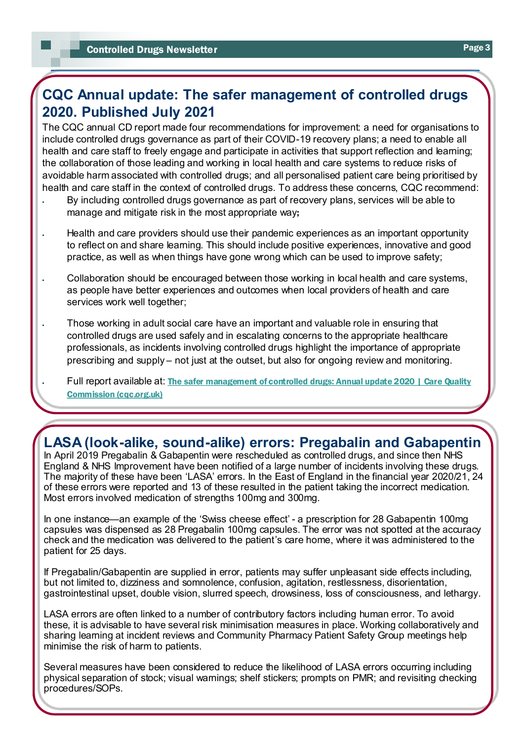## CQC Annual update: The safer management of controlled drugs 2020. Published July 2021

The CQC annual CD report made four recommendations for improvement: a need for organisations to include controlled drugs governance as part of their COVID-19 recovery plans; a need to enable all health and care staff to freely engage and participate in activities that support reflection and learning; the collaboration of those leading and working in local health and care systems to reduce risks of avoidable harm associated with controlled drugs; and all personalised patient care being prioritised by health and care staff in the context of controlled drugs. To address these concerns, CQC recommend:

- By including controlled drugs governance as part of recovery plans, services will be able to manage and mitigate risk in the most appropriate way**;**
- Health and care providers should use their pandemic experiences as an important opportunity to reflect on and share learning. This should include positive experiences, innovative and good practice, as well as when things have gone wrong which can be used to improve safety;
- Collaboration should be encouraged between those working in local health and care systems, as people have better experiences and outcomes when local providers of health and care services work well together;
- Those working in adult social care have an important and valuable role in ensuring that controlled drugs are used safely and in escalating concerns to the appropriate healthcare professionals, as incidents involving controlled drugs highlight the importance of appropriate prescribing and supply – not just at the outset, but also for ongoing review and monitoring.
- Full report available at: **The safer management of controlled drugs: Annual update 2020 | Care Quality Commission (cqc.org.uk)**

## LASA (look-alike, sound-alike) errors: Pregabalin and Gabapentin

In April 2019 Pregabalin & Gabapentin were rescheduled as controlled drugs, and since then NHS England & NHS Improvement have been notified of a large number of incidents involving these drugs. The majority of these have been 'LASA' errors. In the East of England in the financial year 2020/21, 24 of these errors were reported and 13 of these resulted in the patient taking the incorrect medication. Most errors involved medication of strengths 100mg and 300mg.

In one instance—an example of the 'Swiss cheese effect' - a prescription for 28 Gabapentin 100mg capsules was dispensed as 28 Pregabalin 100mg capsules. The error was not spotted at the accuracy check and the medication was delivered to the patient's care home, where it was administered to the patient for 25 days.

If Pregabalin/Gabapentin are supplied in error, patients may suffer unpleasant side effects including, but not limited to, dizziness and somnolence, confusion, agitation, restlessness, disorientation, gastrointestinal upset, double vision, slurred speech, drowsiness, loss of consciousness, and lethargy.

LASA errors are often linked to a number of contributory factors including human error. To avoid these, it is advisable to have several risk minimisation measures in place. Working collaboratively and sharing learning at incident reviews and Community Pharmacy Patient Safety Group meetings help minimise the risk of harm to patients.

Several measures have been considered to reduce the likelihood of LASA errors occurring including physical separation of stock; visual warnings; shelf stickers; prompts on PMR; and revisiting checking procedures/SOPs.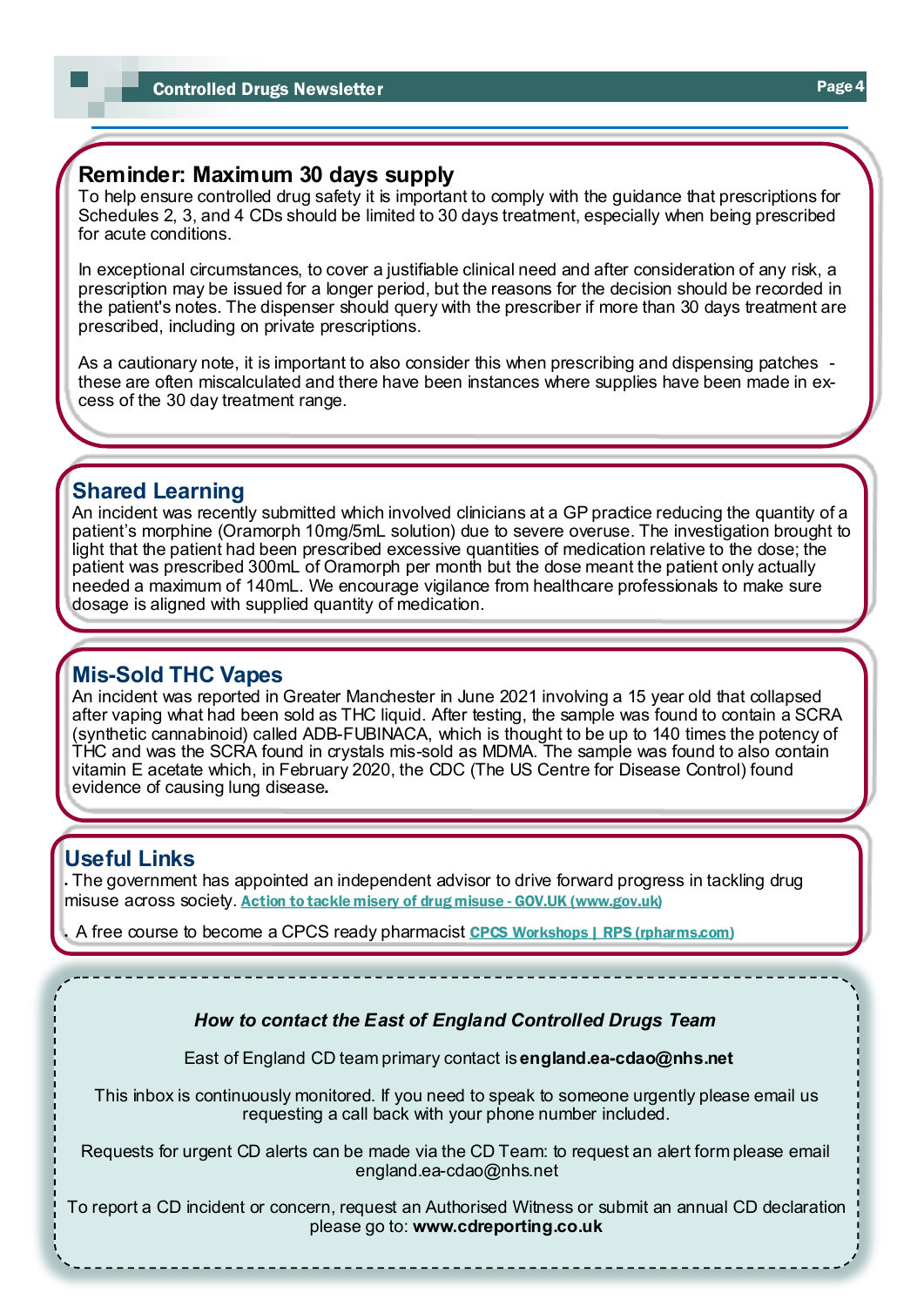## Reminder: Maximum 30 days supply

To help ensure controlled drug safety it is important to comply with the guidance that prescriptions for Schedules 2, 3, and 4 CDs should be limited to 30 days treatment, especially when being prescribed for acute conditions.

In exceptional circumstances, to cover a justifiable clinical need and after consideration of any risk, a prescription may be issued for a longer period, but the reasons for the decision should be recorded in the patient's notes. The dispenser should query with the prescriber if more than 30 days treatment are prescribed, including on private prescriptions.

As a cautionary note, it is important to also consider this when prescribing and dispensing patches - these are often miscalculated and there have been instances where supplies have been made in excess of the 30 day treatment range.

## Shared Learning

An incident was recently submitted which involved clinicians at a GP practice reducing the quantity of a patient's morphine (Oramorph 10mg/5mL solution) due to severe overuse. The investigation brought to light that the patient had been prescribed excessive quantities of medication relative to the dose; the patient was prescribed 300mL of Oramorph per month but the dose meant the patient only actually needed a maximum of 140mL. We encourage vigilance from healthcare professionals to make sure dosage is aligned with supplied quantity of medication.

## Mis-Sold THC Vapes

An incident was reported in Greater Manchester in June 2021 involving a 15 year old that collapsed after vaping what had been sold as THC liquid. After testing, the sample was found to contain a SCRA (synthetic cannabinoid) called ADB-FUBINACA, which is thought to be up to 140 times the potency of THC and was the SCRA found in crystals mis-sold as MDMA. The sample was found to also contain vitamin E acetate which, in February 2020, the CDC (The US Centre for Disease Control) found evidence of causing lung disease**.**

## Useful Links

- The government has appointed an independent advisor to drive forward progress in tackling drug misuse across society. Action to tackle misery of drug misuse - GOV.UK (www.gov.uk)
- A free course to become a CPCS ready pharmacist CPCS Workshops | RPS (rpharms.com)

***How to contact the East of England Controlled Drugs Team***

East of England CD team primary contact is **england.ea-cdao@nhs.net**

This inbox is continuously monitored. If you need to speak to someone urgently please email us requesting a call back with your phone number included.

Requests for urgent CD alerts can be made via the CD Team: to request an alert form please email england.ea-cdao@nhs.net

To report a CD incident or concern, request an Authorised Witness or submit an annual CD declaration please go to: **www.cdreporting.co.uk**